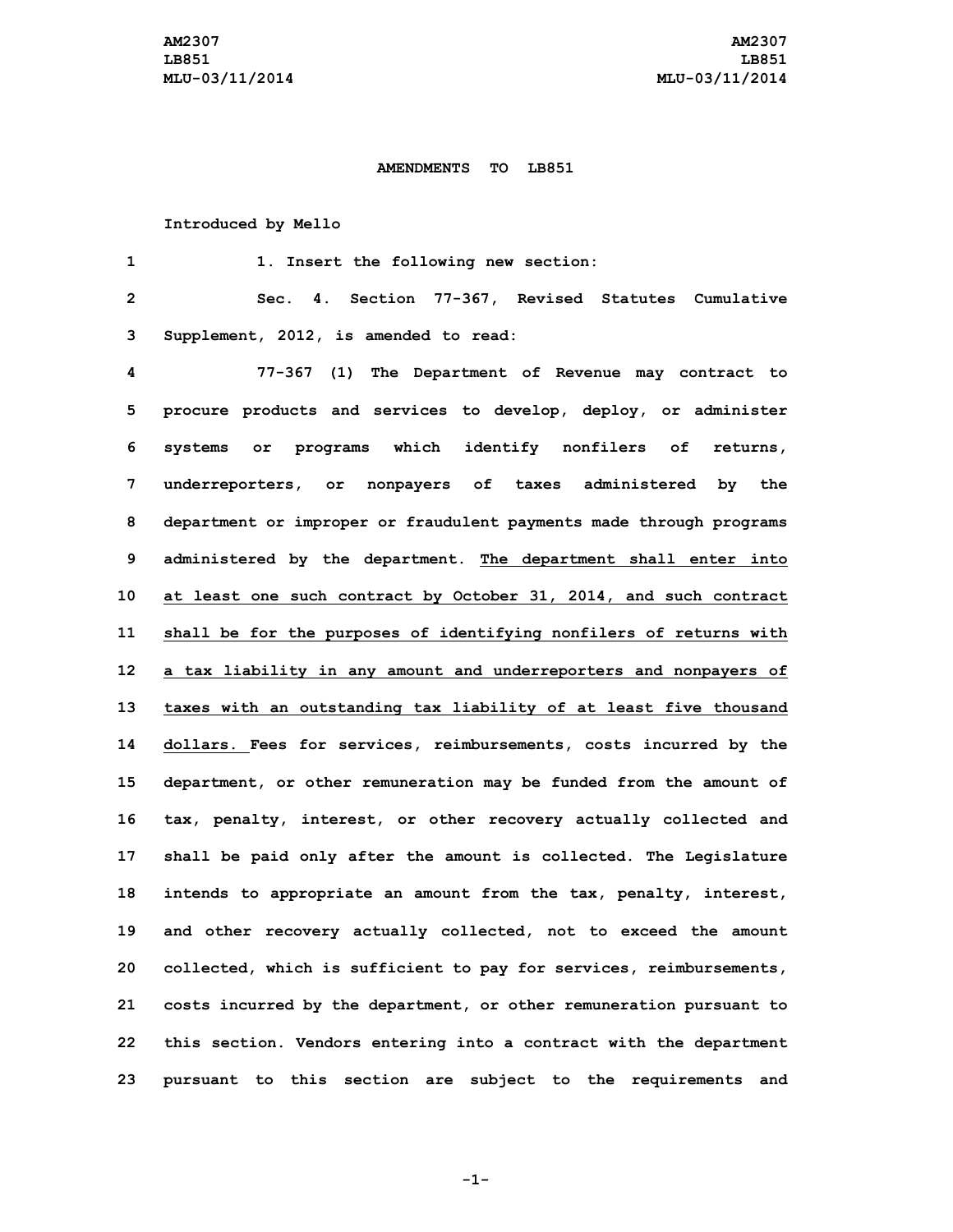# AMENDMENTS TO LB851

Introduced by Mello

1. Insert the following new section:

Sec. 4. Section 77-367, Revised Statutes Cumulative Supplement, 2012, is amended to read:

77-367 (1) The Department of Revenue may contract to procure products and services to develop, deploy, or administer systems or programs which identify nonfilers of returns, underreporters, or nonpayers of taxes administered by the department or improper or fraudulent payments made through programs administered by the department. <u>The department shall enter into at least one such contract by October 31, 2014, and such contract shall be for the purposes of identifying nonfilers of returns with a tax liability in any amount and underreporters and nonpayers of taxes with an outstanding tax liability of at least five thousand dollars.</u> Fees for services, reimbursements, costs incurred by the department, or other remuneration may be funded from the amount of tax, penalty, interest, or other recovery actually collected and shall be paid only after the amount is collected. The Legislature intends to appropriate an amount from the tax, penalty, interest, and other recovery actually collected, not to exceed the amount collected, which is sufficient to pay for services, reimbursements, costs incurred by the department, or other remuneration pursuant to this section. Vendors entering into a contract with the department pursuant to this section are subject to the requirements and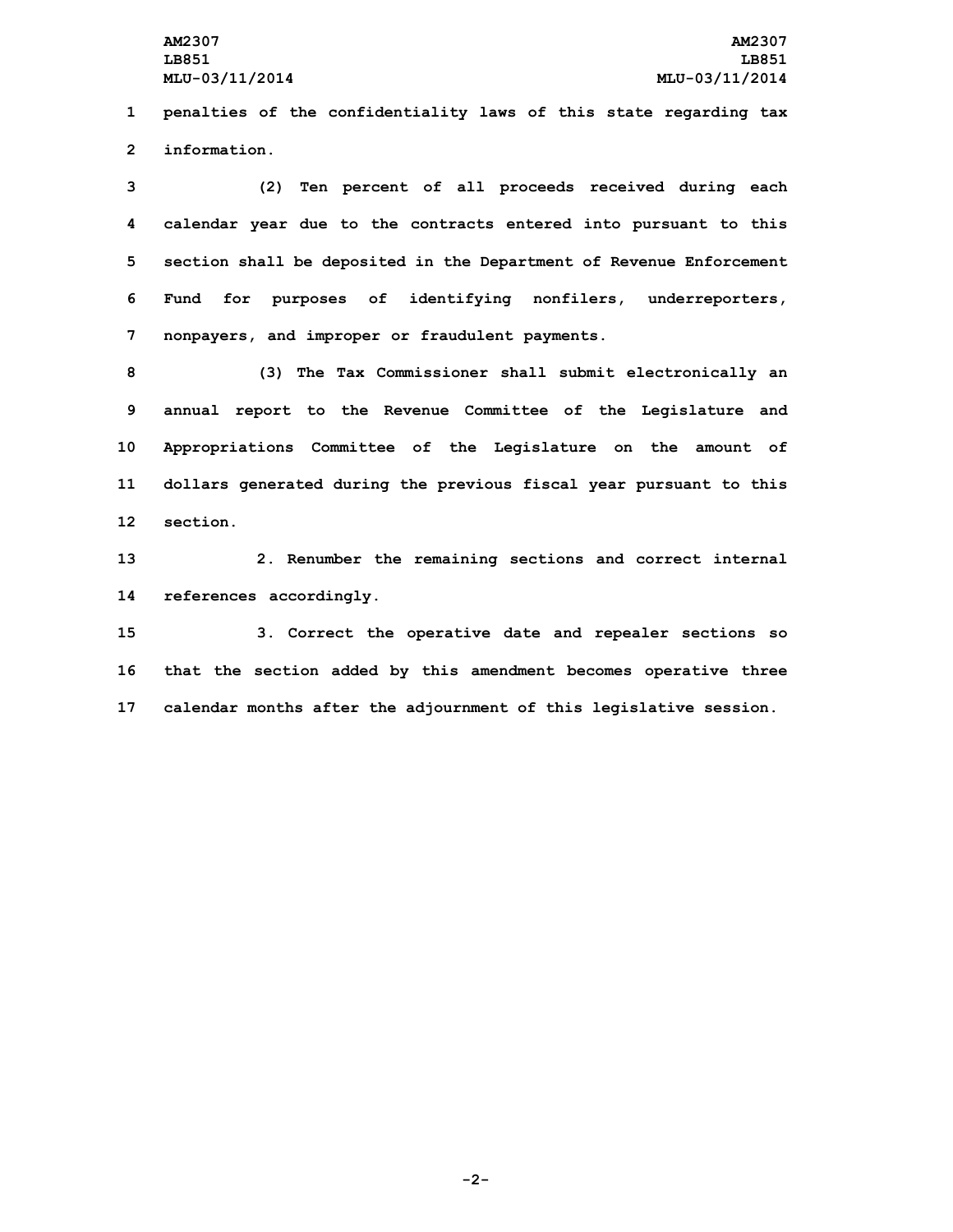penalties of the confidentiality laws of this state regarding tax information.

(2) Ten percent of all proceeds received during each calendar year due to the contracts entered into pursuant to this section shall be deposited in the Department of Revenue Enforcement Fund for purposes of identifying nonfilers, underreporters, nonpayers, and improper or fraudulent payments.

(3) The Tax Commissioner shall submit electronically an annual report to the Revenue Committee of the Legislature and Appropriations Committee of the Legislature on the amount of dollars generated during the previous fiscal year pursuant to this section.

2. Renumber the remaining sections and correct internal references accordingly.

3. Correct the operative date and repealer sections so that the section added by this amendment becomes operative three calendar months after the adjournment of this legislative session.